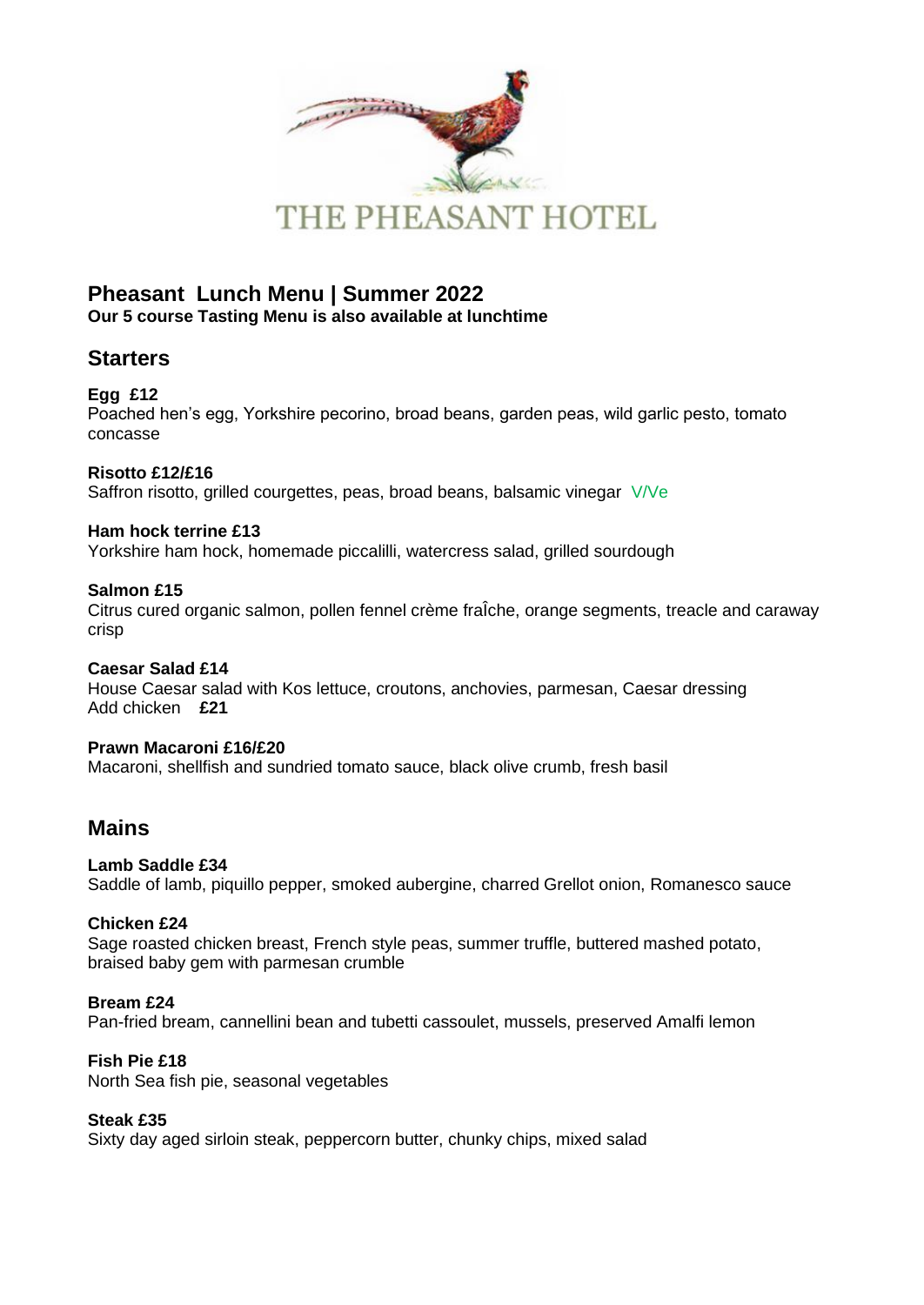# THE PHEASANT HOTEL

## Pheasant Lunch Menu | Summer 2022

**Our 5 course Tasting Menu is also available at lunchtime**

## Starters

**Egg £12**
Poached hen's egg, Yorkshire pecorino, broad beans, garden peas, wild garlic pesto, tomato concasse

**Risotto £12/£16**
Saffron risotto, grilled courgettes, peas, broad beans, balsamic vinegar V/Ve

**Ham hock terrine £13**
Yorkshire ham hock, homemade piccalilli, watercress salad, grilled sourdough

**Salmon £15**
Citrus cured organic salmon, pollen fennel crème fraÎche, orange segments, treacle and caraway crisp

**Caesar Salad £14**
House Caesar salad with Kos lettuce, croutons, anchovies, parmesan, Caesar dressing
Add chicken **£21**

**Prawn Macaroni £16/£20**
Macaroni, shellfish and sundried tomato sauce, black olive crumb, fresh basil

## Mains

**Lamb Saddle £34**
Saddle of lamb, piquillo pepper, smoked aubergine, charred Grellot onion, Romanesco sauce

**Chicken £24**
Sage roasted chicken breast, French style peas, summer truffle, buttered mashed potato, braised baby gem with parmesan crumble

**Bream £24**
Pan-fried bream, cannellini bean and tubetti cassoulet, mussels, preserved Amalfi lemon

**Fish Pie £18**
North Sea fish pie, seasonal vegetables

**Steak £35**
Sixty day aged sirloin steak, peppercorn butter, chunky chips, mixed salad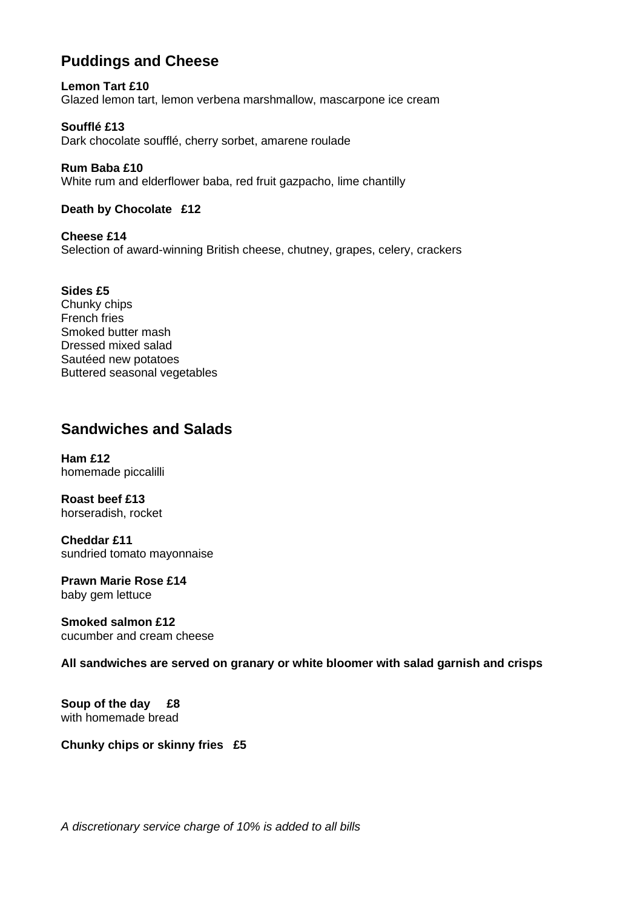## Puddings and Cheese

**Lemon Tart £10**
Glazed lemon tart, lemon verbena marshmallow, mascarpone ice cream

**Soufflé £13**
Dark chocolate soufflé, cherry sorbet, amarene roulade

**Rum Baba £10**
White rum and elderflower baba, red fruit gazpacho, lime chantilly

**Death by Chocolate £12**

**Cheese £14**
Selection of award-winning British cheese, chutney, grapes, celery, crackers

**Sides £5**
Chunky chips
French fries
Smoked butter mash
Dressed mixed salad
Sautéed new potatoes
Buttered seasonal vegetables

## Sandwiches and Salads

**Ham £12**
homemade piccalilli

**Roast beef £13**
horseradish, rocket

**Cheddar £11**
sundried tomato mayonnaise

**Prawn Marie Rose £14**
baby gem lettuce

**Smoked salmon £12**
cucumber and cream cheese

**All sandwiches are served on granary or white bloomer with salad garnish and crisps**

**Soup of the day £8**
with homemade bread

**Chunky chips or skinny fries £5**

*A discretionary service charge of 10% is added to all bills*